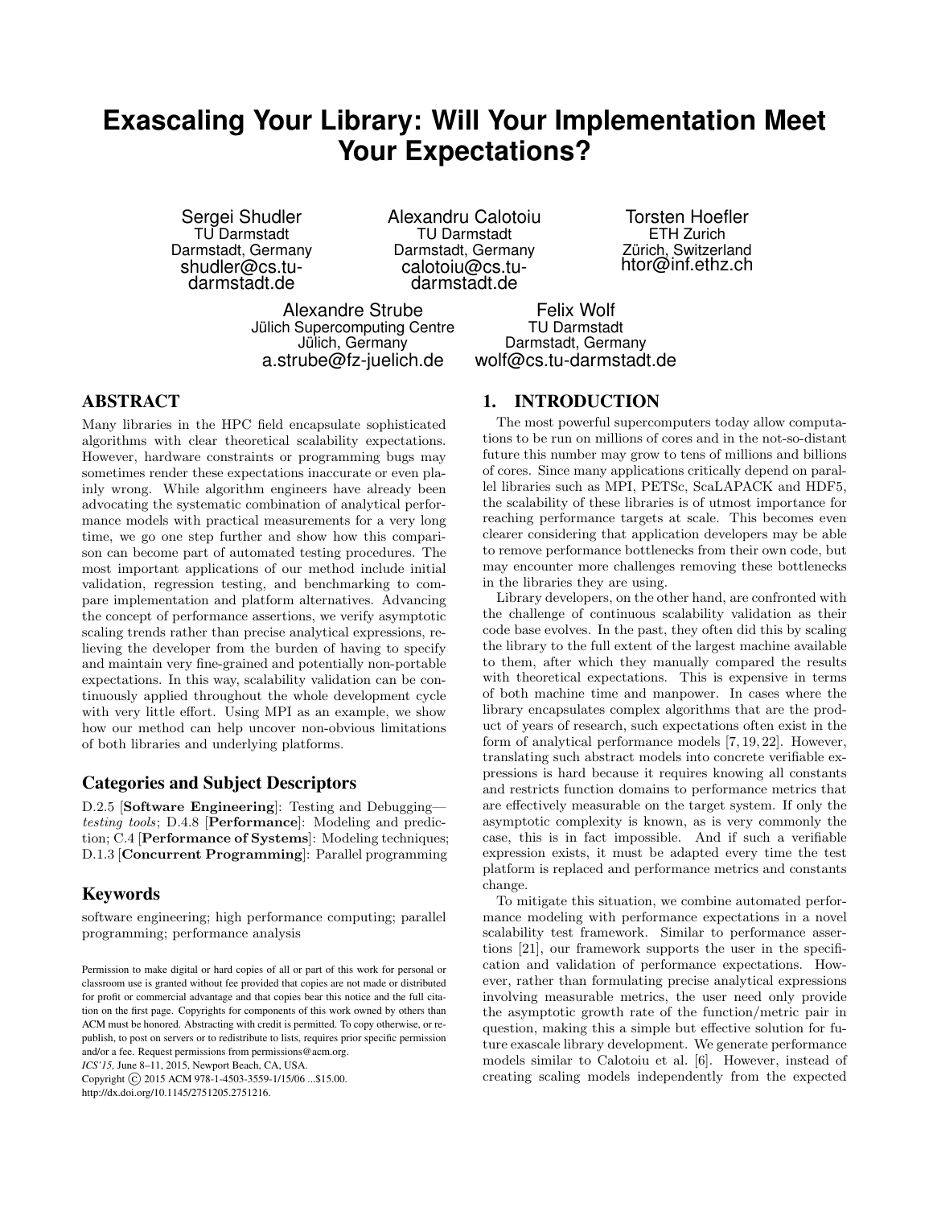# Exascaling Your Library: Will Your Implementation Meet Your Expectations?

Sergei Shudler
TU Darmstadt
Darmstadt, Germany
shudler@cs.tu-darmstadt.de

Alexandru Calotoiu
TU Darmstadt
Darmstadt, Germany
calotoiu@cs.tu-darmstadt.de

Torsten Hoefler
ETH Zurich
Zürich, Switzerland
htor@inf.ethz.ch

Alexandre Strube
Jülich Supercomputing Centre
Jülich, Germany
a.strube@fz-juelich.de

Felix Wolf
TU Darmstadt
Darmstadt, Germany
wolf@cs.tu-darmstadt.de

## ABSTRACT

Many libraries in the HPC field encapsulate sophisticated algorithms with clear theoretical scalability expectations. However, hardware constraints or programming bugs may sometimes render these expectations inaccurate or even plainly wrong. While algorithm engineers have already been advocating the systematic combination of analytical performance models with practical measurements for a very long time, we go one step further and show how this comparison can become part of automated testing procedures. The most important applications of our method include initial validation, regression testing, and benchmarking to compare implementation and platform alternatives. Advancing the concept of performance assertions, we verify asymptotic scaling trends rather than precise analytical expressions, relieving the developer from the burden of having to specify and maintain very fine-grained and potentially non-portable expectations. In this way, scalability validation can be continuously applied throughout the whole development cycle with very little effort. Using MPI as an example, we show how our method can help uncover non-obvious limitations of both libraries and underlying platforms.

### Categories and Subject Descriptors

D.2.5 [**Software Engineering**]: Testing and Debugging—*testing tools*; D.4.8 [**Performance**]: Modeling and prediction; C.4 [**Performance of Systems**]: Modeling techniques; D.1.3 [**Concurrent Programming**]: Parallel programming

### Keywords

software engineering; high performance computing; parallel programming; performance analysis

Permission to make digital or hard copies of all or part of this work for personal or classroom use is granted without fee provided that copies are not made or distributed for profit or commercial advantage and that copies bear this notice and the full citation on the first page. Copyrights for components of this work owned by others than ACM must be honored. Abstracting with credit is permitted. To copy otherwise, or republish, to post on servers or to redistribute to lists, requires prior specific permission and/or a fee. Request permissions from permissions@acm.org.
*ICS'15,* June 8–11, 2015, Newport Beach, CA, USA.
Copyright © 2015 ACM 978-1-4503-3559-1/15/06 ...$15.00.
http://dx.doi.org/10.1145/2751205.2751216.

## 1. INTRODUCTION

The most powerful supercomputers today allow computations to be run on millions of cores and in the not-so-distant future this number may grow to tens of millions and billions of cores. Since many applications critically depend on parallel libraries such as MPI, PETSc, ScaLAPACK and HDF5, the scalability of these libraries is of utmost importance for reaching performance targets at scale. This becomes even clearer considering that application developers may be able to remove performance bottlenecks from their own code, but may encounter more challenges removing these bottlenecks in the libraries they are using.

Library developers, on the other hand, are confronted with the challenge of continuous scalability validation as their code base evolves. In the past, they often did this by scaling the library to the full extent of the largest machine available to them, after which they manually compared the results with theoretical expectations. This is expensive in terms of both machine time and manpower. In cases where the library encapsulates complex algorithms that are the product of years of research, such expectations often exist in the form of analytical performance models [7, 19, 22]. However, translating such abstract models into concrete verifiable expressions is hard because it requires knowing all constants and restricts function domains to performance metrics that are effectively measurable on the target system. If only the asymptotic complexity is known, as is very commonly the case, this is in fact impossible. And if such a verifiable expression exists, it must be adapted every time the test platform is replaced and performance metrics and constants change.

To mitigate this situation, we combine automated performance modeling with performance expectations in a novel scalability test framework. Similar to performance assertions [21], our framework supports the user in the specification and validation of performance expectations. However, rather than formulating precise analytical expressions involving measurable metrics, the user need only provide the asymptotic growth rate of the function/metric pair in question, making this a simple but effective solution for future exascale library development. We generate performance models similar to Calotoiu et al. [6]. However, instead of creating scaling models independently from the expected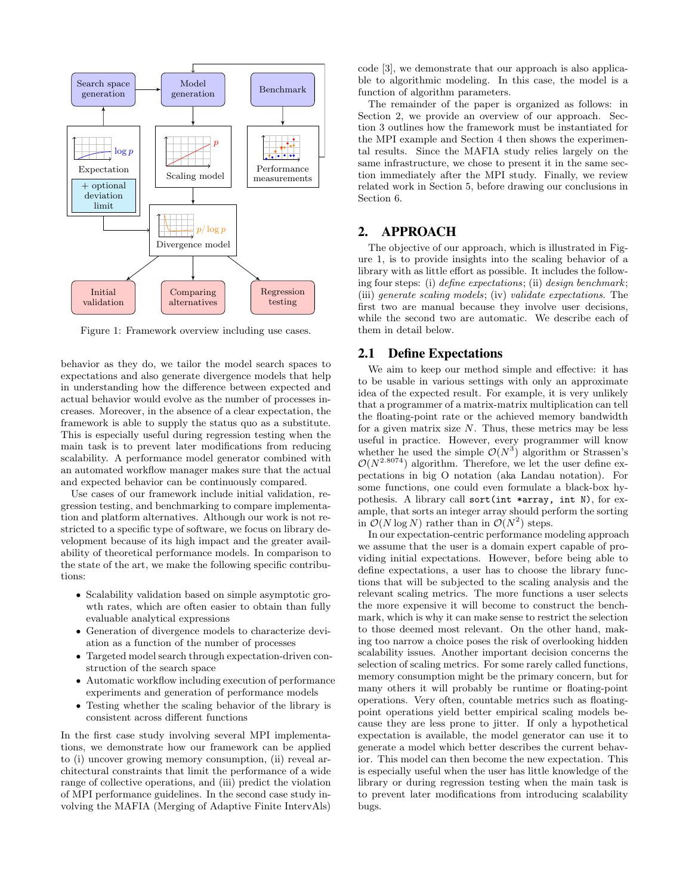Figure 1: Framework overview including use cases.

behavior as they do, we tailor the model search spaces to expectations and also generate divergence models that help in understanding how the difference between expected and actual behavior would evolve as the number of processes increases. Moreover, in the absence of a clear expectation, the framework is able to supply the status quo as a substitute. This is especially useful during regression testing when the main task is to prevent later modifications from reducing scalability. A performance model generator combined with an automated workflow manager makes sure that the actual and expected behavior can be continuously compared.

Use cases of our framework include initial validation, regression testing, and benchmarking to compare implementation and platform alternatives. Although our work is not restricted to a specific type of software, we focus on library development because of its high impact and the greater availability of theoretical performance models. In comparison to the state of the art, we make the following specific contributions:

- Scalability validation based on simple asymptotic growth rates, which are often easier to obtain than fully evaluable analytical expressions
- Generation of divergence models to characterize deviation as a function of the number of processes
- Targeted model search through expectation-driven construction of the search space
- Automatic workflow including execution of performance experiments and generation of performance models
- Testing whether the scaling behavior of the library is consistent across different functions

In the first case study involving several MPI implementations, we demonstrate how our framework can be applied to (i) uncover growing memory consumption, (ii) reveal architectural constraints that limit the performance of a wide range of collective operations, and (iii) predict the violation of MPI performance guidelines. In the second case study involving the MAFIA (Merging of Adaptive Finite IntervAls) code [3], we demonstrate that our approach is also applicable to algorithmic modeling. In this case, the model is a function of algorithm parameters.

The remainder of the paper is organized as follows: in Section 2, we provide an overview of our approach. Section 3 outlines how the framework must be instantiated for the MPI example and Section 4 then shows the experimental results. Since the MAFIA study relies largely on the same infrastructure, we chose to present it in the same section immediately after the MPI study. Finally, we review related work in Section 5, before drawing our conclusions in Section 6.

## 2. APPROACH

The objective of our approach, which is illustrated in Figure 1, is to provide insights into the scaling behavior of a library with as little effort as possible. It includes the following four steps: (i) *define expectations*; (ii) *design benchmark*; (iii) *generate scaling models*; (iv) *validate expectations*. The first two are manual because they involve user decisions, while the second two are automatic. We describe each of them in detail below.

### 2.1 Define Expectations

We aim to keep our method simple and effective: it has to be usable in various settings with only an approximate idea of the expected result. For example, it is very unlikely that a programmer of a matrix-matrix multiplication can tell the floating-point rate or the achieved memory bandwidth for a given matrix size $N$. Thus, these metrics may be less useful in practice. However, every programmer will know whether he used the simple $\mathcal{O}(N^3)$ algorithm or Strassen's $\mathcal{O}(N^{2.8074})$ algorithm. Therefore, we let the user define expectations in big O notation (aka Landau notation). For some functions, one could even formulate a black-box hypothesis. A library call `sort(int *array, int N)`, for example, that sorts an integer array should perform the sorting in $\mathcal{O}(N \log N)$ rather than in $\mathcal{O}(N^2)$ steps.

In our expectation-centric performance modeling approach we assume that the user is a domain expert capable of providing initial expectations. However, before being able to define expectations, a user has to choose the library functions that will be subjected to the scaling analysis and the relevant scaling metrics. The more functions a user selects the more expensive it will become to construct the benchmark, which is why it can make sense to restrict the selection to those deemed most relevant. On the other hand, making too narrow a choice poses the risk of overlooking hidden scalability issues. Another important decision concerns the selection of scaling metrics. For some rarely called functions, memory consumption might be the primary concern, but for many others it will probably be runtime or floating-point operations. Very often, countable metrics such as floating-point operations yield better empirical scaling models because they are less prone to jitter. If only a hypothetical expectation is available, the model generator can use it to generate a model which better describes the current behavior. This model can then become the new expectation. This is especially useful when the user has little knowledge of the library or during regression testing when the main task is to prevent later modifications from introducing scalability bugs.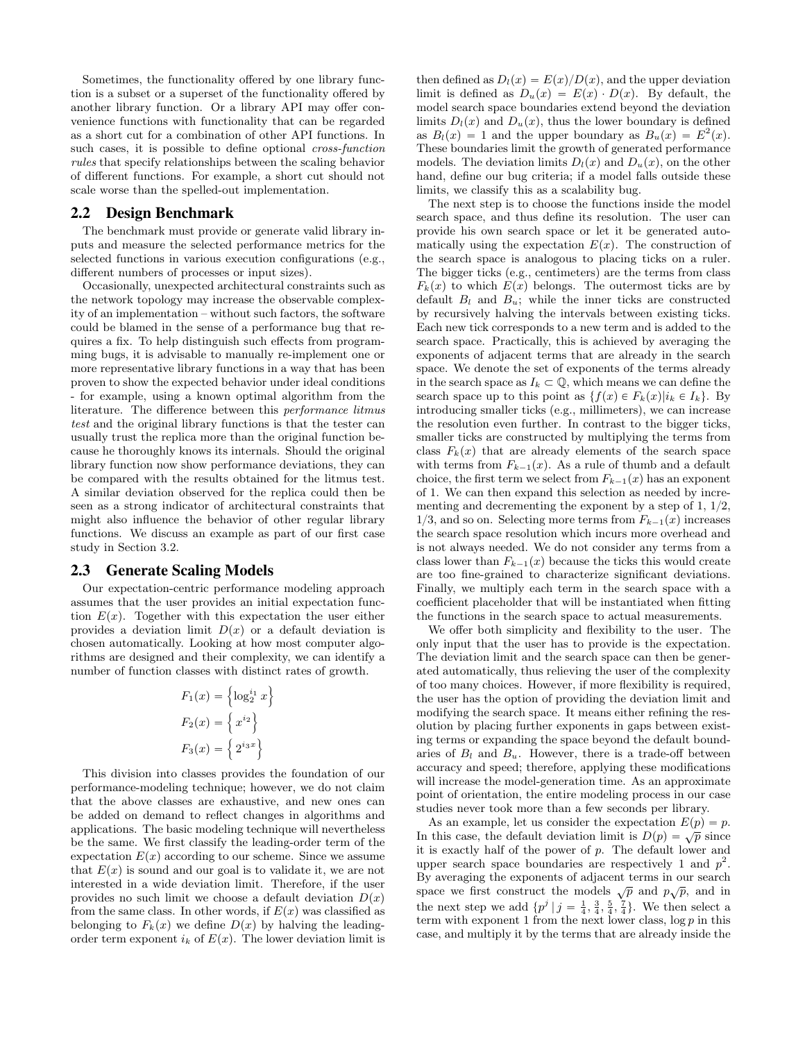Sometimes, the functionality offered by one library function is a subset or a superset of the functionality offered by another library function. Or a library API may offer convenience functions with functionality that can be regarded as a short cut for a combination of other API functions. In such cases, it is possible to define optional *cross-function rules* that specify relationships between the scaling behavior of different functions. For example, a short cut should not scale worse than the spelled-out implementation.

## 2.2 Design Benchmark

The benchmark must provide or generate valid library inputs and measure the selected performance metrics for the selected functions in various execution configurations (e.g., different numbers of processes or input sizes).

Occasionally, unexpected architectural constraints such as the network topology may increase the observable complexity of an implementation – without such factors, the software could be blamed in the sense of a performance bug that requires a fix. To help distinguish such effects from programming bugs, it is advisable to manually re-implement one or more representative library functions in a way that has been proven to show the expected behavior under ideal conditions - for example, using a known optimal algorithm from the literature. The difference between this *performance litmus test* and the original library functions is that the tester can usually trust the replica more than the original function because he thoroughly knows its internals. Should the original library function now show performance deviations, they can be compared with the results obtained for the litmus test. A similar deviation observed for the replica could then be seen as a strong indicator of architectural constraints that might also influence the behavior of other regular library functions. We discuss an example as part of our first case study in Section 3.2.

## 2.3 Generate Scaling Models

Our expectation-centric performance modeling approach assumes that the user provides an initial expectation function $E(x)$. Together with this expectation the user either provides a deviation limit $D(x)$ or a default deviation is chosen automatically. Looking at how most computer algorithms are designed and their complexity, we can identify a number of function classes with distinct rates of growth.

$$F_1(x) = \left\{ \log_2^{i_1} x \right\}$$

$$F_2(x) = \left\{ x^{i_2} \right\}$$

$$F_3(x) = \left\{ 2^{i_3 x} \right\}$$

This division into classes provides the foundation of our performance-modeling technique; however, we do not claim that the above classes are exhaustive, and new ones can be added on demand to reflect changes in algorithms and applications. The basic modeling technique will nevertheless be the same. We first classify the leading-order term of the expectation $E(x)$ according to our scheme. Since we assume that $E(x)$ is sound and our goal is to validate it, we are not interested in a wide deviation limit. Therefore, if the user provides no such limit we choose a default deviation $D(x)$ from the same class. In other words, if $E(x)$ was classified as belonging to $F_k(x)$ we define $D(x)$ by halving the leading-order term exponent $i_k$ of $E(x)$. The lower deviation limit is then defined as $D_l(x) = E(x)/D(x)$, and the upper deviation limit is defined as $D_u(x) = E(x) \cdot D(x)$. By default, the model search space boundaries extend beyond the deviation limits $D_l(x)$ and $D_u(x)$, thus the lower boundary is defined as $B_l(x) = 1$ and the upper boundary as $B_u(x) = E^2(x)$. These boundaries limit the growth of generated performance models. The deviation limits $D_l(x)$ and $D_u(x)$, on the other hand, define our bug criteria; if a model falls outside these limits, we classify this as a scalability bug.

The next step is to choose the functions inside the model search space, and thus define its resolution. The user can provide his own search space or let it be generated automatically using the expectation $E(x)$. The construction of the search space is analogous to placing ticks on a ruler. The bigger ticks (e.g., centimeters) are the terms from class $F_k(x)$ to which $E(x)$ belongs. The outermost ticks are by default $B_l$ and $B_u$; while the inner ticks are constructed by recursively halving the intervals between existing ticks. Each new tick corresponds to a new term and is added to the search space. Practically, this is achieved by averaging the exponents of adjacent terms that are already in the search space. We denote the set of exponents of the terms already in the search space as $I_k \subset \mathbb{Q}$, which means we can define the search space up to this point as $\{f(x) \in F_k(x) | i_k \in I_k\}$. By introducing smaller ticks (e.g., millimeters), we can increase the resolution even further. In contrast to the bigger ticks, smaller ticks are constructed by multiplying the terms from class $F_k(x)$ that are already elements of the search space with terms from $F_{k-1}(x)$. As a rule of thumb and a default choice, the first term we select from $F_{k-1}(x)$ has an exponent of 1. We can then expand this selection as needed by incrementing and decrementing the exponent by a step of 1, 1/2, 1/3, and so on. Selecting more terms from $F_{k-1}(x)$ increases the search space resolution which incurs more overhead and is not always needed. We do not consider any terms from a class lower than $F_{k-1}(x)$ because the ticks this would create are too fine-grained to characterize significant deviations. Finally, we multiply each term in the search space with a coefficient placeholder that will be instantiated when fitting the functions in the search space to actual measurements.

We offer both simplicity and flexibility to the user. The only input that the user has to provide is the expectation. The deviation limit and the search space can then be generated automatically, thus relieving the user of the complexity of too many choices. However, if more flexibility is required, the user has the option of providing the deviation limit and modifying the search space. It means either refining the resolution by placing further exponents in gaps between existing terms or expanding the space beyond the default boundaries of $B_l$ and $B_u$. However, there is a trade-off between accuracy and speed; therefore, applying these modifications will increase the model-generation time. As an approximate point of orientation, the entire modeling process in our case studies never took more than a few seconds per library.

As an example, let us consider the expectation $E(p) = p$. In this case, the default deviation limit is $D(p) = \sqrt{p}$ since it is exactly half of the power of $p$. The default lower and upper search space boundaries are respectively 1 and $p^2$. By averaging the exponents of adjacent terms in our search space we first construct the models $\sqrt{p}$ and $p\sqrt{p}$, and in the next step we add $\{p^j \mid j = \frac{1}{4}, \frac{3}{4}, \frac{5}{4}, \frac{7}{4}\}$. We then select a term with exponent 1 from the next lower class, $\log p$ in this case, and multiply it by the terms that are already inside the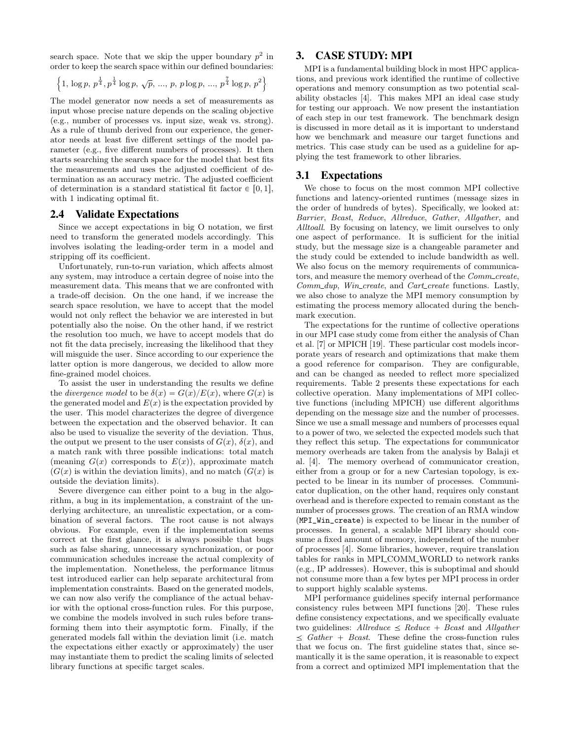search space. Note that we skip the upper boundary $p^2$ in order to keep the search space within our defined boundaries:

$$\left\{1,\, \log p,\, p^{\frac{1}{4}}, p^{\frac{1}{4}} \log p,\, \sqrt{p},\, ...,\, p,\, p \log p,\, ...,\, p^{\frac{7}{4}} \log p,\, p^2\right\}$$

The model generator now needs a set of measurements as input whose precise nature depends on the scaling objective (e.g., number of processes vs. input size, weak vs. strong). As a rule of thumb derived from our experience, the generator needs at least five different settings of the model parameter (e.g., five different numbers of processes). It then starts searching the search space for the model that best fits the measurements and uses the adjusted coefficient of determination as an accuracy metric. The adjusted coefficient of determination is a standard statistical fit factor $\in [0, 1]$, with 1 indicating optimal fit.

## 2.4 Validate Expectations

Since we accept expectations in big O notation, we first need to transform the generated models accordingly. This involves isolating the leading-order term in a model and stripping off its coefficient.

Unfortunately, run-to-run variation, which affects almost any system, may introduce a certain degree of noise into the measurement data. This means that we are confronted with a trade-off decision. On the one hand, if we increase the search space resolution, we have to accept that the model would not only reflect the behavior we are interested in but potentially also the noise. On the other hand, if we restrict the resolution too much, we have to accept models that do not fit the data precisely, increasing the likelihood that they will misguide the user. Since according to our experience the latter option is more dangerous, we decided to allow more fine-grained model choices.

To assist the user in understanding the results we define the *divergence model* to be $\delta(x) = G(x)/E(x)$, where $G(x)$ is the generated model and $E(x)$ is the expectation provided by the user. This model characterizes the degree of divergence between the expectation and the observed behavior. It can also be used to visualize the severity of the deviation. Thus, the output we present to the user consists of $G(x)$, $\delta(x)$, and a match rank with three possible indications: total match (meaning $G(x)$ corresponds to $E(x)$), approximate match ($G(x)$ is within the deviation limits), and no match ($G(x)$ is outside the deviation limits).

Severe divergence can either point to a bug in the algorithm, a bug in its implementation, a constraint of the underlying architecture, an unrealistic expectation, or a combination of several factors. The root cause is not always obvious. For example, even if the implementation seems correct at the first glance, it is always possible that bugs such as false sharing, unnecessary synchronization, or poor communication schedules increase the actual complexity of the implementation. Nonetheless, the performance litmus test introduced earlier can help separate architectural from implementation constraints. Based on the generated models, we can now also verify the compliance of the actual behavior with the optional cross-function rules. For this purpose, we combine the models involved in such rules before transforming them into their asymptotic form. Finally, if the generated models fall within the deviation limit (i.e. match the expectations either exactly or approximately) the user may instantiate them to predict the scaling limits of selected library functions at specific target scales.

# 3. CASE STUDY: MPI

MPI is a fundamental building block in most HPC applications, and previous work identified the runtime of collective operations and memory consumption as two potential scalability obstacles [4]. This makes MPI an ideal case study for testing our approach. We now present the instantiation of each step in our test framework. The benchmark design is discussed in more detail as it is important to understand how we benchmark and measure our target functions and metrics. This case study can be used as a guideline for applying the test framework to other libraries.

## 3.1 Expectations

We chose to focus on the most common MPI collective functions and latency-oriented runtimes (message sizes in the order of hundreds of bytes). Specifically, we looked at: *Barrier*, *Bcast*, *Reduce*, *Allreduce*, *Gather*, *Allgather*, and *Alltoall*. By focusing on latency, we limit ourselves to only one aspect of performance. It is sufficient for the initial study, but the message size is a changeable parameter and the study could be extended to include bandwidth as well. We also focus on the memory requirements of communicators, and measure the memory overhead of the *Comm_create*, *Comm_dup*, *Win_create*, and *Cart_create* functions. Lastly, we also chose to analyze the MPI memory consumption by estimating the process memory allocated during the benchmark execution.

The expectations for the runtime of collective operations in our MPI case study come from either the analysis of Chan et al. [7] or MPICH [19]. These particular cost models incorporate years of research and optimizations that make them a good reference for comparison. They are configurable, and can be changed as needed to reflect more specialized requirements. Table 2 presents these expectations for each collective operation. Many implementations of MPI collective functions (including MPICH) use different algorithms depending on the message size and the number of processes. Since we use a small message and numbers of processes equal to a power of two, we selected the expected models such that they reflect this setup. The expectations for communicator memory overheads are taken from the analysis by Balaji et al. [4]. The memory overhead of communicator creation, either from a group or for a new Cartesian topology, is expected to be linear in its number of processes. Communicator duplication, on the other hand, requires only constant overhead and is therefore expected to remain constant as the number of processes grows. The creation of an RMA window (`MPI_Win_create`) is expected to be linear in the number of processes. In general, a scalable MPI library should consume a fixed amount of memory, independent of the number of processes [4]. Some libraries, however, require translation tables for ranks in MPI_COMM_WORLD to network ranks (e.g., IP addresses). However, this is suboptimal and should not consume more than a few bytes per MPI process in order to support highly scalable systems.

MPI performance guidelines specify internal performance consistency rules between MPI functions [20]. These rules define consistency expectations, and we specifically evaluate two guidelines: *Allreduce* $\leq$ *Reduce* + *Bcast* and *Allgather* $\leq$ *Gather* + *Bcast*. These define the cross-function rules that we focus on. The first guideline states that, since semantically it is the same operation, it is reasonable to expect from a correct and optimized MPI implementation that the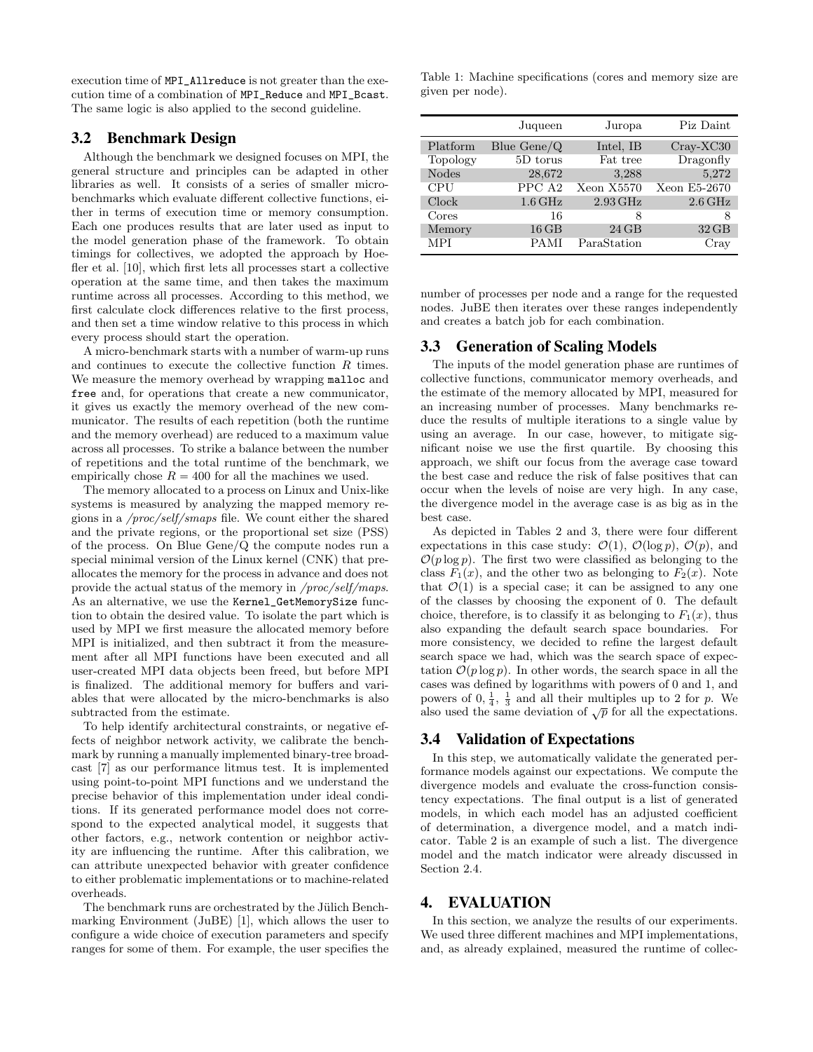execution time of `MPI_Allreduce` is not greater than the execution time of a combination of `MPI_Reduce` and `MPI_Bcast`. The same logic is also applied to the second guideline.

### 3.2 Benchmark Design

Although the benchmark we designed focuses on MPI, the general structure and principles can be adapted in other libraries as well. It consists of a series of smaller micro-benchmarks which evaluate different collective functions, either in terms of execution time or memory consumption. Each one produces results that are later used as input to the model generation phase of the framework. To obtain timings for collectives, we adopted the approach by Hoefler et al. [10], which first lets all processes start a collective operation at the same time, and then takes the maximum runtime across all processes. According to this method, we first calculate clock differences relative to the first process, and then set a time window relative to this process in which every process should start the operation.

A micro-benchmark starts with a number of warm-up runs and continues to execute the collective function $R$ times. We measure the memory overhead by wrapping `malloc` and `free` and, for operations that create a new communicator, it gives us exactly the memory overhead of the new communicator. The results of each repetition (both the runtime and the memory overhead) are reduced to a maximum value across all processes. To strike a balance between the number of repetitions and the total runtime of the benchmark, we empirically chose $R = 400$ for all the machines we used.

The memory allocated to a process on Linux and Unix-like systems is measured by analyzing the mapped memory regions in a */proc/self/smaps* file. We count either the shared and the private regions, or the proportional set size (PSS) of the process. On Blue Gene/Q the compute nodes run a special minimal version of the Linux kernel (CNK) that preallocates the memory for the process in advance and does not provide the actual status of the memory in */proc/self/maps*. As an alternative, we use the `Kernel_GetMemorySize` function to obtain the desired value. To isolate the part which is used by MPI we first measure the allocated memory before MPI is initialized, and then subtract it from the measurement after all MPI functions have been executed and all user-created MPI data objects been freed, but before MPI is finalized. The additional memory for buffers and variables that were allocated by the micro-benchmarks is also subtracted from the estimate.

To help identify architectural constraints, or negative effects of neighbor network activity, we calibrate the benchmark by running a manually implemented binary-tree broadcast [7] as our performance litmus test. It is implemented using point-to-point MPI functions and we understand the precise behavior of this implementation under ideal conditions. If its generated performance model does not correspond to the expected analytical model, it suggests that other factors, e.g., network contention or neighbor activity are influencing the runtime. After this calibration, we can attribute unexpected behavior with greater confidence to either problematic implementations or to machine-related overheads.

The benchmark runs are orchestrated by the Jülich Benchmarking Environment (JuBE) [1], which allows the user to configure a wide choice of execution parameters and specify ranges for some of them. For example, the user specifies the number of processes per node and a range for the requested nodes. JuBE then iterates over these ranges independently and creates a batch job for each combination.

Table 1: Machine specifications (cores and memory size are given per node).

| | Juqueen | Juropa | Piz Daint |
|---|---|---|---|
| Platform | Blue Gene/Q | Intel, IB | Cray-XC30 |
| Topology | 5D torus | Fat tree | Dragonfly |
| Nodes | 28,672 | 3,288 | 5,272 |
| CPU | PPC A2 | Xeon X5570 | Xeon E5-2670 |
| Clock | 1.6 GHz | 2.93 GHz | 2.6 GHz |
| Cores | 16 | 8 | 8 |
| Memory | 16 GB | 24 GB | 32 GB |
| MPI | PAMI | ParaStation | Cray |

### 3.3 Generation of Scaling Models

The inputs of the model generation phase are runtimes of collective functions, communicator memory overheads, and the estimate of the memory allocated by MPI, measured for an increasing number of processes. Many benchmarks reduce the results of multiple iterations to a single value by using an average. In our case, however, to mitigate significant noise we use the first quartile. By choosing this approach, we shift our focus from the average case toward the best case and reduce the risk of false positives that can occur when the levels of noise are very high. In any case, the divergence model in the average case is as big as in the best case.

As depicted in Tables 2 and 3, there were four different expectations in this case study: $\mathcal{O}(1)$, $\mathcal{O}(\log p)$, $\mathcal{O}(p)$, and $\mathcal{O}(p \log p)$. The first two were classified as belonging to the class $F_1(x)$, and the other two as belonging to $F_2(x)$. Note that $\mathcal{O}(1)$ is a special case; it can be assigned to any one of the classes by choosing the exponent of 0. The default choice, therefore, is to classify it as belonging to $F_1(x)$, thus also expanding the default search space boundaries. For more consistency, we decided to refine the largest default search space we had, which was the search space of expectation $\mathcal{O}(p \log p)$. In other words, the search space in all the cases was defined by logarithms with powers of 0 and 1, and powers of 0, $\frac{1}{4}$, $\frac{1}{3}$ and all their multiples up to 2 for $p$. We also used the same deviation of $\sqrt{p}$ for all the expectations.

### 3.4 Validation of Expectations

In this step, we automatically validate the generated performance models against our expectations. We compute the divergence models and evaluate the cross-function consistency expectations. The final output is a list of generated models, in which each model has an adjusted coefficient of determination, a divergence model, and a match indicator. Table 2 is an example of such a list. The divergence model and the match indicator were already discussed in Section 2.4.

## 4. EVALUATION

In this section, we analyze the results of our experiments. We used three different machines and MPI implementations, and, as already explained, measured the runtime of collec-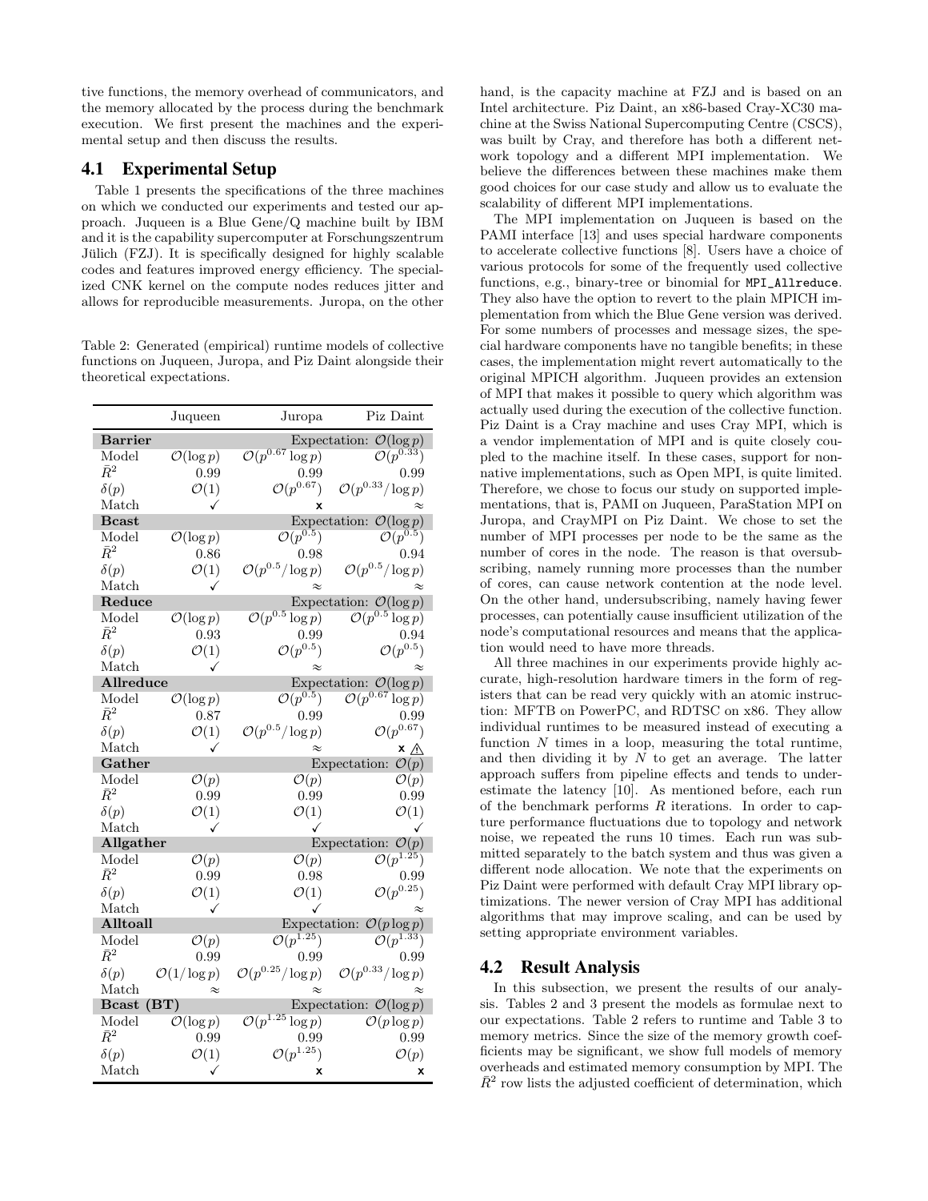tive functions, the memory overhead of communicators, and the memory allocated by the process during the benchmark execution. We first present the machines and the experimental setup and then discuss the results.

## 4.1 Experimental Setup

Table 1 presents the specifications of the three machines on which we conducted our experiments and tested our approach. Juqueen is a Blue Gene/Q machine built by IBM and it is the capability supercomputer at Forschungszentrum Jülich (FZJ). It is specifically designed for highly scalable codes and features improved energy efficiency. The specialized CNK kernel on the compute nodes reduces jitter and allows for reproducible measurements. Juropa, on the other hand, is the capacity machine at FZJ and is based on an Intel architecture. Piz Daint, an x86-based Cray-XC30 machine at the Swiss National Supercomputing Centre (CSCS), was built by Cray, and therefore has both a different network topology and a different MPI implementation. We believe the differences between these machines make them good choices for our case study and allow us to evaluate the scalability of different MPI implementations.

Table 2: Generated (empirical) runtime models of collective functions on Juqueen, Juropa, and Piz Daint alongside their theoretical expectations.

| | Juqueen | Juropa | Piz Daint |
|---|---|---|---|
| **Barrier** | | | Expectation: $\mathcal{O}(\log p)$ |
| Model | $\mathcal{O}(\log p)$ | $\mathcal{O}(p^{0.67} \log p)$ | $\mathcal{O}(p^{0.33})$ |
| $\bar{R}^2$ | 0.99 | 0.99 | 0.99 |
| $\delta(p)$ | $\mathcal{O}(1)$ | $\mathcal{O}(p^{0.67})$ | $\mathcal{O}(p^{0.33}/\log p)$ |
| Match | ✓ | ✗ | ≈ |
| **Bcast** | | | Expectation: $\mathcal{O}(\log p)$ |
| Model | $\mathcal{O}(\log p)$ | $\mathcal{O}(p^{0.5})$ | $\mathcal{O}(p^{0.5})$ |
| $\bar{R}^2$ | 0.86 | 0.98 | 0.94 |
| $\delta(p)$ | $\mathcal{O}(1)$ | $\mathcal{O}(p^{0.5}/\log p)$ | $\mathcal{O}(p^{0.5}/\log p)$ |
| Match | ✓ | ≈ | ≈ |
| **Reduce** | | | Expectation: $\mathcal{O}(\log p)$ |
| Model | $\mathcal{O}(\log p)$ | $\mathcal{O}(p^{0.5} \log p)$ | $\mathcal{O}(p^{0.5} \log p)$ |
| $\bar{R}^2$ | 0.93 | 0.99 | 0.94 |
| $\delta(p)$ | $\mathcal{O}(1)$ | $\mathcal{O}(p^{0.5})$ | $\mathcal{O}(p^{0.5})$ |
| Match | ✓ | ≈ | ≈ |
| **Allreduce** | | | Expectation: $\mathcal{O}(\log p)$ |
| Model | $\mathcal{O}(\log p)$ | $\mathcal{O}(p^{0.5})$ | $\mathcal{O}(p^{0.67} \log p)$ |
| $\bar{R}^2$ | 0.87 | 0.99 | 0.99 |
| $\delta(p)$ | $\mathcal{O}(1)$ | $\mathcal{O}(p^{0.5}/\log p)$ | $\mathcal{O}(p^{0.67})$ |
| Match | ✓ | ≈ | ✗ ⚠ |
| **Gather** | | | Expectation: $\mathcal{O}(p)$ |
| Model | $\mathcal{O}(p)$ | $\mathcal{O}(p)$ | $\mathcal{O}(p)$ |
| $\bar{R}^2$ | 0.99 | 0.99 | 0.99 |
| $\delta(p)$ | $\mathcal{O}(1)$ | $\mathcal{O}(1)$ | $\mathcal{O}(1)$ |
| Match | ✓ | ✓ | ✓ |
| **Allgather** | | | Expectation: $\mathcal{O}(p)$ |
| Model | $\mathcal{O}(p)$ | $\mathcal{O}(p)$ | $\mathcal{O}(p^{1.25})$ |
| $\bar{R}^2$ | 0.99 | 0.98 | 0.99 |
| $\delta(p)$ | $\mathcal{O}(1)$ | $\mathcal{O}(1)$ | $\mathcal{O}(p^{0.25})$ |
| Match | ✓ | ✓ | ≈ |
| **Alltoall** | | | Expectation: $\mathcal{O}(p \log p)$ |
| Model | $\mathcal{O}(p)$ | $\mathcal{O}(p^{1.25})$ | $\mathcal{O}(p^{1.33})$ |
| $\bar{R}^2$ | 0.99 | 0.99 | 0.99 |
| $\delta(p)$ | $\mathcal{O}(1/\log p)$ | $\mathcal{O}(p^{0.25}/\log p)$ | $\mathcal{O}(p^{0.33}/\log p)$ |
| Match | ≈ | ≈ | ≈ |
| **Bcast (BT)** | | | Expectation: $\mathcal{O}(\log p)$ |
| Model | $\mathcal{O}(\log p)$ | $\mathcal{O}(p^{1.25} \log p)$ | $\mathcal{O}(p \log p)$ |
| $\bar{R}^2$ | 0.99 | 0.99 | 0.99 |
| $\delta(p)$ | $\mathcal{O}(1)$ | $\mathcal{O}(p^{1.25})$ | $\mathcal{O}(p)$ |
| Match | ✓ | ✗ | ✗ |

The MPI implementation on Juqueen is based on the PAMI interface [13] and uses special hardware components to accelerate collective functions [8]. Users have a choice of various protocols for some of the frequently used collective functions, e.g., binary-tree or binomial for `MPI_Allreduce`. They also have the option to revert to the plain MPICH implementation from which the Blue Gene version was derived. For some numbers of processes and message sizes, the special hardware components have no tangible benefits; in these cases, the implementation might revert automatically to the original MPICH algorithm. Juqueen provides an extension of MPI that makes it possible to query which algorithm was actually used during the execution of the collective function. Piz Daint is a Cray machine and uses Cray MPI, which is a vendor implementation of MPI and is quite closely coupled to the machine itself. In these cases, support for non-native implementations, such as Open MPI, is quite limited. Therefore, we chose to focus our study on supported implementations, that is, PAMI on Juqueen, ParaStation MPI on Juropa, and CrayMPI on Piz Daint. We chose to set the number of MPI processes per node to be the same as the number of cores in the node. The reason is that oversubscribing, namely running more processes than the number of cores, can cause network contention at the node level. On the other hand, undersubscribing, namely having fewer processes, can potentially cause insufficient utilization of the node's computational resources and means that the application would need to have more threads.

All three machines in our experiments provide highly accurate, high-resolution hardware timers in the form of registers that can be read very quickly with an atomic instruction: MFTB on PowerPC, and RDTSC on x86. They allow individual runtimes to be measured instead of executing a function $N$ times in a loop, measuring the total runtime, and then dividing it by $N$ to get an average. The latter approach suffers from pipeline effects and tends to underestimate the latency [10]. As mentioned before, each run of the benchmark performs $R$ iterations. In order to capture performance fluctuations due to topology and network noise, we repeated the runs 10 times. Each run was submitted separately to the batch system and thus was given a different node allocation. We note that the experiments on Piz Daint were performed with default Cray MPI library optimizations. The newer version of Cray MPI has additional algorithms that may improve scaling, and can be used by setting appropriate environment variables.

## 4.2 Result Analysis

In this subsection, we present the results of our analysis. Tables 2 and 3 present the models as formulae next to our expectations. Table 2 refers to runtime and Table 3 to memory metrics. Since the size of the memory growth coefficients may be significant, we show full models of memory overheads and estimated memory consumption by MPI. The $\bar{R}^2$ row lists the adjusted coefficient of determination, which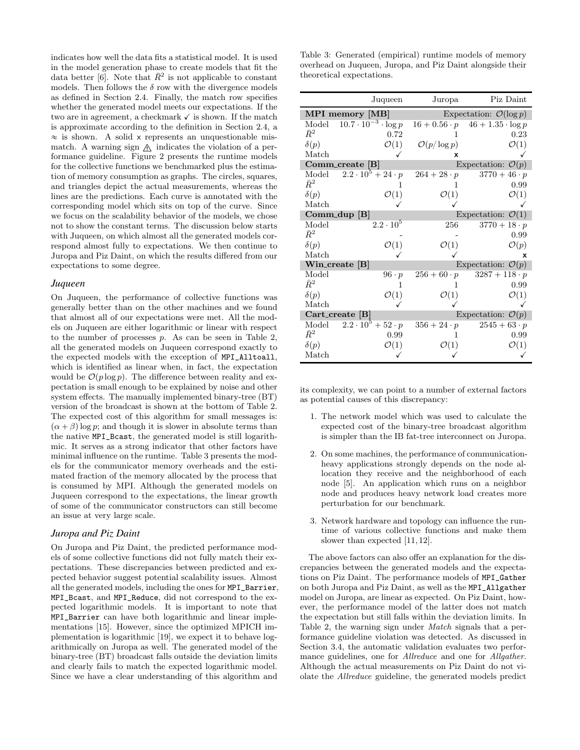indicates how well the data fits a statistical model. It is used in the model generation phase to create models that fit the data better [6]. Note that $\bar{R}^2$ is not applicable to constant models. Then follows the $\delta$ row with the divergence models as defined in Section 2.4. Finally, the match row specifies whether the generated model meets our expectations. If the two are in agreement, a checkmark ✓ is shown. If the match is approximate according to the definition in Section 2.4, a ≈ is shown. A solid ✗ represents an unquestionable mismatch. A warning sign ⚠ indicates the violation of a performance guideline. Figure 2 presents the runtime models for the collective functions we benchmarked plus the estimation of memory consumption as graphs. The circles, squares, and triangles depict the actual measurements, whereas the lines are the predictions. Each curve is annotated with the corresponding model which sits on top of the curve. Since we focus on the scalability behavior of the models, we chose not to show the constant terms. The discussion below starts with Juqueen, on which almost all the generated models correspond almost fully to expectations. We then continue to Juropa and Piz Daint, on which the results differed from our expectations to some degree.

### *Juqueen*

On Juqueen, the performance of collective functions was generally better than on the other machines and we found that almost all of our expectations were met. All the models on Juqueen are either logarithmic or linear with respect to the number of processes $p$. As can be seen in Table 2, all the generated models on Juqueen correspond exactly to the expected models with the exception of `MPI_Alltoall`, which is identified as linear when, in fact, the expectation would be $\mathcal{O}(p \log p)$. The difference between reality and expectation is small enough to be explained by noise and other system effects. The manually implemented binary-tree (BT) version of the broadcast is shown at the bottom of Table 2. The expected cost of this algorithm for small messages is: $(\alpha + \beta) \log p$; and though it is slower in absolute terms than the native `MPI_Bcast`, the generated model is still logarithmic. It serves as a strong indicator that other factors have minimal influence on the runtime. Table 3 presents the models for the communicator memory overheads and the estimated fraction of the memory allocated by the process that is consumed by MPI. Although the generated models on Juqueen correspond to the expectations, the linear growth of some of the communicator constructors can still become an issue at very large scale.

### *Juropa and Piz Daint*

On Juropa and Piz Daint, the predicted performance models of some collective functions did not fully match their expectations. These discrepancies between predicted and expected behavior suggest potential scalability issues. Almost all the generated models, including the ones for `MPI_Barrier`, `MPI_Bcast`, and `MPI_Reduce`, did not correspond to the expected logarithmic models. It is important to note that `MPI_Barrier` can have both logarithmic and linear implementations [15]. However, since the optimized MPICH implementation is logarithmic [19], we expect it to behave logarithmically on Juropa as well. The generated model of the binary-tree (BT) broadcast falls outside the deviation limits and clearly fails to match the expected logarithmic model. Since we have a clear understanding of this algorithm and its complexity, we can point to a number of external factors as potential causes of this discrepancy:

1. The network model which was used to calculate the expected cost of the binary-tree broadcast algorithm is simpler than the IB fat-tree interconnect on Juropa.
2. On some machines, the performance of communication-heavy applications strongly depends on the node allocation they receive and the neighborhood of each node [5]. An application which runs on a neighbor node and produces heavy network load creates more perturbation for our benchmark.
3. Network hardware and topology can influence the runtime of various collective functions and make them slower than expected [11,12].

The above factors can also offer an explanation for the discrepancies between the generated models and the expectations on Piz Daint. The performance models of `MPI_Gather` on both Juropa and Piz Daint, as well as the `MPI_Allgather` model on Juropa, are linear as expected. On Piz Daint, however, the performance model of the latter does not match the expectation but still falls within the deviation limits. In Table 2, the warning sign under *Match* signals that a performance guideline violation was detected. As discussed in Section 3.4, the automatic validation evaluates two performance guidelines, one for *Allreduce* and one for *Allgather*. Although the actual measurements on Piz Daint do not violate the *Allreduce* guideline, the generated models predict

Table 3: Generated (empirical) runtime models of memory overhead on Juqueen, Juropa, and Piz Daint alongside their theoretical expectations.

| | Juqueen | Juropa | Piz Daint |
|---|---|---|---|
| **MPI memory [MB]** | | | Expectation: $\mathcal{O}(\log p)$ |
| Model | $10.7 \cdot 10^{-3} \cdot \log p$ | $16 + 0.56 \cdot p$ | $46 + 1.35 \cdot \log p$ |
| $\bar{R}^2$ | 0.72 | 1 | 0.23 |
| $\delta(p)$ | $\mathcal{O}(1)$ | $\mathcal{O}(p/\log p)$ | $\mathcal{O}(1)$ |
| Match | ✓ | ✗ | ✓ |
| **Comm_create [B]** | | | Expectation: $\mathcal{O}(p)$ |
| Model | $2.2 \cdot 10^5 + 24 \cdot p$ | $264 + 28 \cdot p$ | $3770 + 46 \cdot p$ |
| $\bar{R}^2$ | 1 | 1 | 0.99 |
| $\delta(p)$ | $\mathcal{O}(1)$ | $\mathcal{O}(1)$ | $\mathcal{O}(1)$ |
| Match | ✓ | ✓ | ✓ |
| **Comm_dup [B]** | | | Expectation: $\mathcal{O}(1)$ |
| Model | $2.2 \cdot 10^5$ | 256 | $3770 + 18 \cdot p$ |
| $\bar{R}^2$ | - | - | 0.99 |
| $\delta(p)$ | $\mathcal{O}(1)$ | $\mathcal{O}(1)$ | $\mathcal{O}(p)$ |
| Match | ✓ | ✓ | ✗ |
| **Win_create [B]** | | | Expectation: $\mathcal{O}(p)$ |
| Model | $96 \cdot p$ | $256 + 60 \cdot p$ | $3287 + 118 \cdot p$ |
| $\bar{R}^2$ | 1 | 1 | 0.99 |
| $\delta(p)$ | $\mathcal{O}(1)$ | $\mathcal{O}(1)$ | $\mathcal{O}(1)$ |
| Match | ✓ | ✓ | ✓ |
| **Cart_create [B]** | | | Expectation: $\mathcal{O}(p)$ |
| Model | $2.2 \cdot 10^5 + 52 \cdot p$ | $356 + 24 \cdot p$ | $2545 + 63 \cdot p$ |
| $\bar{R}^2$ | 0.99 | 1 | 0.99 |
| $\delta(p)$ | $\mathcal{O}(1)$ | $\mathcal{O}(1)$ | $\mathcal{O}(1)$ |
| Match | ✓ | ✓ | ✓ |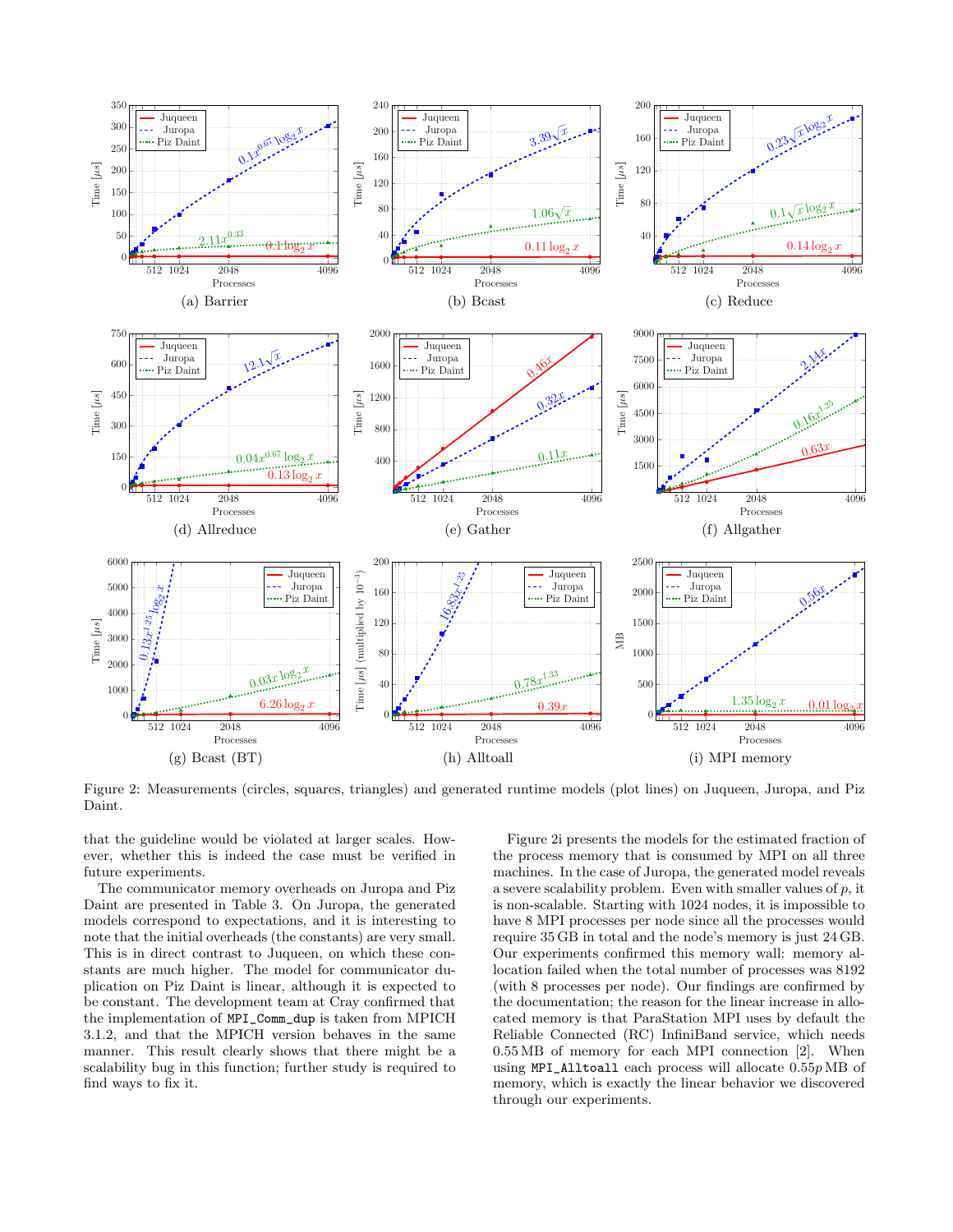Figure 2: Measurements (circles, squares, triangles) and generated runtime models (plot lines) on Juqueen, Juropa, and Piz Daint.

that the guideline would be violated at larger scales. However, whether this is indeed the case must be verified in future experiments.

The communicator memory overheads on Juropa and Piz Daint are presented in Table 3. On Juropa, the generated models correspond to expectations, and it is interesting to note that the initial overheads (the constants) are very small. This is in direct contrast to Juqueen, on which these constants are much higher. The model for communicator duplication on Piz Daint is linear, although it is expected to be constant. The development team at Cray confirmed that the implementation of `MPI_Comm_dup` is taken from MPICH 3.1.2, and that the MPICH version behaves in the same manner. This result clearly shows that there might be a scalability bug in this function; further study is required to find ways to fix it.

Figure 2i presents the models for the estimated fraction of the process memory that is consumed by MPI on all three machines. In the case of Juropa, the generated model reveals a severe scalability problem. Even with smaller values of $p$, it is non-scalable. Starting with 1024 nodes, it is impossible to have 8 MPI processes per node since all the processes would require 35 GB in total and the node's memory is just 24 GB. Our experiments confirmed this memory wall: memory allocation failed when the total number of processes was 8192 (with 8 processes per node). Our findings are confirmed by the documentation; the reason for the linear increase in allocated memory is that ParaStation MPI uses by default the Reliable Connected (RC) InfiniBand service, which needs 0.55 MB of memory for each MPI connection [2]. When using `MPI_Alltoall` each process will allocate $0.55p$ MB of memory, which is exactly the linear behavior we discovered through our experiments.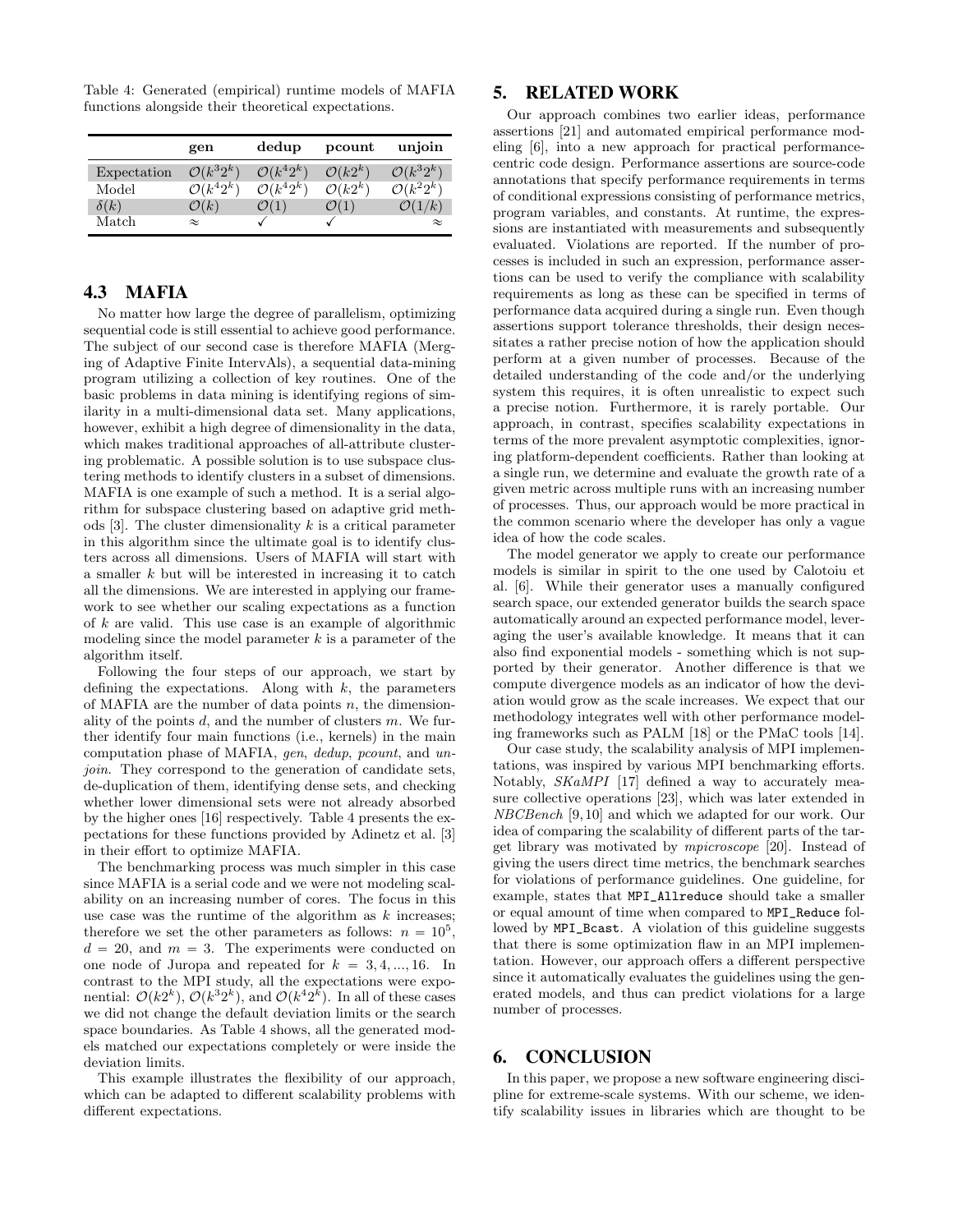Table 4: Generated (empirical) runtime models of MAFIA functions alongside their theoretical expectations.

| | **gen** | **dedup** | **pcount** | **unjoin** |
|---|---|---|---|---|
| Expectation | $\mathcal{O}(k^3 2^k)$ | $\mathcal{O}(k^4 2^k)$ | $\mathcal{O}(k 2^k)$ | $\mathcal{O}(k^3 2^k)$ |
| Model | $\mathcal{O}(k^4 2^k)$ | $\mathcal{O}(k^4 2^k)$ | $\mathcal{O}(k 2^k)$ | $\mathcal{O}(k^2 2^k)$ |
| $\delta(k)$ | $\mathcal{O}(k)$ | $\mathcal{O}(1)$ | $\mathcal{O}(1)$ | $\mathcal{O}(1/k)$ |
| Match | $\approx$ | ✓ | ✓ | $\approx$ |

## 4.3 MAFIA

No matter how large the degree of parallelism, optimizing sequential code is still essential to achieve good performance. The subject of our second case is therefore MAFIA (Merging of Adaptive Finite IntervAls), a sequential data-mining program utilizing a collection of key routines. One of the basic problems in data mining is identifying regions of similarity in a multi-dimensional data set. Many applications, however, exhibit a high degree of dimensionality in the data, which makes traditional approaches of all-attribute clustering problematic. A possible solution is to use subspace clustering methods to identify clusters in a subset of dimensions. MAFIA is one example of such a method. It is a serial algorithm for subspace clustering based on adaptive grid methods [3]. The cluster dimensionality $k$ is a critical parameter in this algorithm since the ultimate goal is to identify clusters across all dimensions. Users of MAFIA will start with a smaller $k$ but will be interested in increasing it to catch all the dimensions. We are interested in applying our framework to see whether our scaling expectations as a function of $k$ are valid. This use case is an example of algorithmic modeling since the model parameter $k$ is a parameter of the algorithm itself.

Following the four steps of our approach, we start by defining the expectations. Along with $k$, the parameters of MAFIA are the number of data points $n$, the dimensionality of the points $d$, and the number of clusters $m$. We further identify four main functions (i.e., kernels) in the main computation phase of MAFIA, *gen*, *dedup*, *pcount*, and *unjoin*. They correspond to the generation of candidate sets, de-duplication of them, identifying dense sets, and checking whether lower dimensional sets were not already absorbed by the higher ones [16] respectively. Table 4 presents the expectations for these functions provided by Adinetz et al. [3] in their effort to optimize MAFIA.

The benchmarking process was much simpler in this case since MAFIA is a serial code and we were not modeling scalability on an increasing number of cores. The focus in this use case was the runtime of the algorithm as $k$ increases; therefore we set the other parameters as follows: $n = 10^5$, $d = 20$, and $m = 3$. The experiments were conducted on one node of Juropa and repeated for $k = 3, 4, ..., 16$. In contrast to the MPI study, all the expectations were exponential: $\mathcal{O}(k2^k)$, $\mathcal{O}(k^3 2^k)$, and $\mathcal{O}(k^4 2^k)$. In all of these cases we did not change the default deviation limits or the search space boundaries. As Table 4 shows, all the generated models matched our expectations completely or were inside the deviation limits.

This example illustrates the flexibility of our approach, which can be adapted to different scalability problems with different expectations.

# 5. RELATED WORK

Our approach combines two earlier ideas, performance assertions [21] and automated empirical performance modeling [6], into a new approach for practical performance-centric code design. Performance assertions are source-code annotations that specify performance requirements in terms of conditional expressions consisting of performance metrics, program variables, and constants. At runtime, the expressions are instantiated with measurements and subsequently evaluated. Violations are reported. If the number of processes is included in such an expression, performance assertions can be used to verify the compliance with scalability requirements as long as these can be specified in terms of performance data acquired during a single run. Even though assertions support tolerance thresholds, their design necessitates a rather precise notion of how the application should perform at a given number of processes. Because of the detailed understanding of the code and/or the underlying system this requires, it is often unrealistic to expect such a precise notion. Furthermore, it is rarely portable. Our approach, in contrast, specifies scalability expectations in terms of the more prevalent asymptotic complexities, ignoring platform-dependent coefficients. Rather than looking at a single run, we determine and evaluate the growth rate of a given metric across multiple runs with an increasing number of processes. Thus, our approach would be more practical in the common scenario where the developer has only a vague idea of how the code scales.

The model generator we apply to create our performance models is similar in spirit to the one used by Calotoiu et al. [6]. While their generator uses a manually configured search space, our extended generator builds the search space automatically around an expected performance model, leveraging the user's available knowledge. It means that it can also find exponential models - something which is not supported by their generator. Another difference is that we compute divergence models as an indicator of how the deviation would grow as the scale increases. We expect that our methodology integrates well with other performance modeling frameworks such as PALM [18] or the PMaC tools [14].

Our case study, the scalability analysis of MPI implementations, was inspired by various MPI benchmarking efforts. Notably, *SKaMPI* [17] defined a way to accurately measure collective operations [23], which was later extended in *NBCBench* [9, 10] and which we adapted for our work. Our idea of comparing the scalability of different parts of the target library was motivated by *mpicroscope* [20]. Instead of giving the users direct time metrics, the benchmark searches for violations of performance guidelines. One guideline, for example, states that `MPI_Allreduce` should take a smaller or equal amount of time when compared to `MPI_Reduce` followed by `MPI_Bcast`. A violation of this guideline suggests that there is some optimization flaw in an MPI implementation. However, our approach offers a different perspective since it automatically evaluates the guidelines using the generated models, and thus can predict violations for a large number of processes.

# 6. CONCLUSION

In this paper, we propose a new software engineering discipline for extreme-scale systems. With our scheme, we identify scalability issues in libraries which are thought to be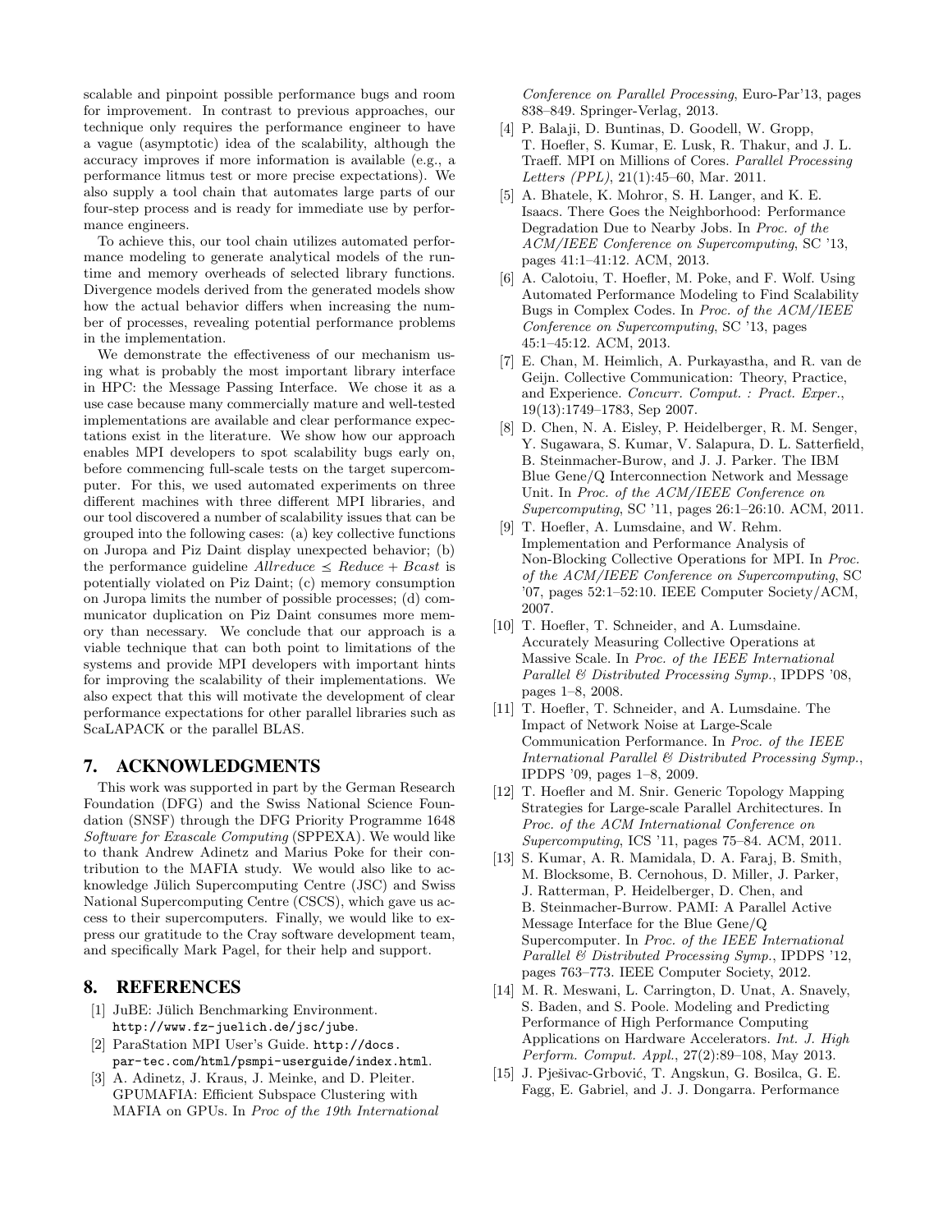scalable and pinpoint possible performance bugs and room for improvement. In contrast to previous approaches, our technique only requires the performance engineer to have a vague (asymptotic) idea of the scalability, although the accuracy improves if more information is available (e.g., a performance litmus test or more precise expectations). We also supply a tool chain that automates large parts of our four-step process and is ready for immediate use by performance engineers.

To achieve this, our tool chain utilizes automated performance modeling to generate analytical models of the runtime and memory overheads of selected library functions. Divergence models derived from the generated models show how the actual behavior differs when increasing the number of processes, revealing potential performance problems in the implementation.

We demonstrate the effectiveness of our mechanism using what is probably the most important library interface in HPC: the Message Passing Interface. We chose it as a use case because many commercially mature and well-tested implementations are available and clear performance expectations exist in the literature. We show how our approach enables MPI developers to spot scalability bugs early on, before commencing full-scale tests on the target supercomputer. For this, we used automated experiments on three different machines with three different MPI libraries, and our tool discovered a number of scalability issues that can be grouped into the following cases: (a) key collective functions on Juropa and Piz Daint display unexpected behavior; (b) the performance guideline $Allreduce \leq Reduce + Bcast$ is potentially violated on Piz Daint; (c) memory consumption on Juropa limits the number of possible processes; (d) communicator duplication on Piz Daint consumes more memory than necessary. We conclude that our approach is a viable technique that can both point to limitations of the systems and provide MPI developers with important hints for improving the scalability of their implementations. We also expect that this will motivate the development of clear performance expectations for other parallel libraries such as ScaLAPACK or the parallel BLAS.

## 7. ACKNOWLEDGMENTS

This work was supported in part by the German Research Foundation (DFG) and the Swiss National Science Foundation (SNSF) through the DFG Priority Programme 1648 *Software for Exascale Computing* (SPPEXA). We would like to thank Andrew Adinetz and Marius Poke for their contribution to the MAFIA study. We would also like to acknowledge Jülich Supercomputing Centre (JSC) and Swiss National Supercomputing Centre (CSCS), which gave us access to their supercomputers. Finally, we would like to express our gratitude to the Cray software development team, and specifically Mark Pagel, for their help and support.

## 8. REFERENCES

[1] JuBE: Jülich Benchmarking Environment. `http://www.fz-juelich.de/jsc/jube`.

[2] ParaStation MPI User's Guide. `http://docs.par-tec.com/html/psmpi-userguide/index.html`.

[3] A. Adinetz, J. Kraus, J. Meinke, and D. Pleiter. GPUMAFIA: Efficient Subspace Clustering with MAFIA on GPUs. In *Proc of the 19th International Conference on Parallel Processing*, Euro-Par'13, pages 838–849. Springer-Verlag, 2013.

[4] P. Balaji, D. Buntinas, D. Goodell, W. Gropp, T. Hoefler, S. Kumar, E. Lusk, R. Thakur, and J. L. Traeff. MPI on Millions of Cores. *Parallel Processing Letters (PPL)*, 21(1):45–60, Mar. 2011.

[5] A. Bhatele, K. Mohror, S. H. Langer, and K. E. Isaacs. There Goes the Neighborhood: Performance Degradation Due to Nearby Jobs. In *Proc. of the ACM/IEEE Conference on Supercomputing*, SC '13, pages 41:1–41:12. ACM, 2013.

[6] A. Calotoiu, T. Hoefler, M. Poke, and F. Wolf. Using Automated Performance Modeling to Find Scalability Bugs in Complex Codes. In *Proc. of the ACM/IEEE Conference on Supercomputing*, SC '13, pages 45:1–45:12. ACM, 2013.

[7] E. Chan, M. Heimlich, A. Purkayastha, and R. van de Geijn. Collective Communication: Theory, Practice, and Experience. *Concurr. Comput. : Pract. Exper.*, 19(13):1749–1783, Sep 2007.

[8] D. Chen, N. A. Eisley, P. Heidelberger, R. M. Senger, Y. Sugawara, S. Kumar, V. Salapura, D. L. Satterfield, B. Steinmacher-Burow, and J. J. Parker. The IBM Blue Gene/Q Interconnection Network and Message Unit. In *Proc. of the ACM/IEEE Conference on Supercomputing*, SC '11, pages 26:1–26:10. ACM, 2011.

[9] T. Hoefler, A. Lumsdaine, and W. Rehm. Implementation and Performance Analysis of Non-Blocking Collective Operations for MPI. In *Proc. of the ACM/IEEE Conference on Supercomputing*, SC '07, pages 52:1–52:10. IEEE Computer Society/ACM, 2007.

[10] T. Hoefler, T. Schneider, and A. Lumsdaine. Accurately Measuring Collective Operations at Massive Scale. In *Proc. of the IEEE International Parallel & Distributed Processing Symp.*, IPDPS '08, pages 1–8, 2008.

[11] T. Hoefler, T. Schneider, and A. Lumsdaine. The Impact of Network Noise at Large-Scale Communication Performance. In *Proc. of the IEEE International Parallel & Distributed Processing Symp.*, IPDPS '09, pages 1–8, 2009.

[12] T. Hoefler and M. Snir. Generic Topology Mapping Strategies for Large-scale Parallel Architectures. In *Proc. of the ACM International Conference on Supercomputing*, ICS '11, pages 75–84. ACM, 2011.

[13] S. Kumar, A. R. Mamidala, D. A. Faraj, B. Smith, M. Blocksome, B. Cernohous, D. Miller, J. Parker, J. Ratterman, P. Heidelberger, D. Chen, and B. Steinmacher-Burrow. PAMI: A Parallel Active Message Interface for the Blue Gene/Q Supercomputer. In *Proc. of the IEEE International Parallel & Distributed Processing Symp.*, IPDPS '12, pages 763–773. IEEE Computer Society, 2012.

[14] M. R. Meswani, L. Carrington, D. Unat, A. Snavely, S. Baden, and S. Poole. Modeling and Predicting Performance of High Performance Computing Applications on Hardware Accelerators. *Int. J. High Perform. Comput. Appl.*, 27(2):89–108, May 2013.

[15] J. Pješivac-Grbović, T. Angskun, G. Bosilca, G. E. Fagg, E. Gabriel, and J. J. Dongarra. Performance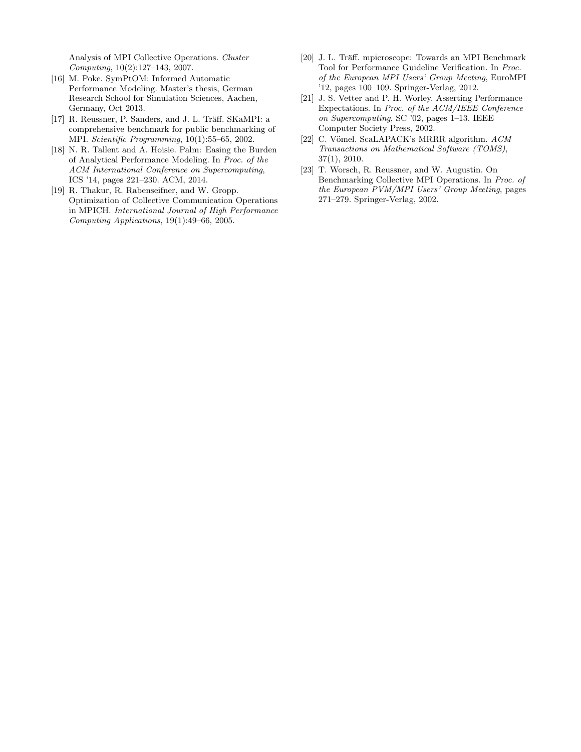Analysis of MPI Collective Operations. *Cluster Computing*, 10(2):127–143, 2007.

[16] M. Poke. SymPtOM: Informed Automatic Performance Modeling. Master's thesis, German Research School for Simulation Sciences, Aachen, Germany, Oct 2013.

[17] R. Reussner, P. Sanders, and J. L. Träff. SKaMPI: a comprehensive benchmark for public benchmarking of MPI. *Scientific Programming*, 10(1):55–65, 2002.

[18] N. R. Tallent and A. Hoisie. Palm: Easing the Burden of Analytical Performance Modeling. In *Proc. of the ACM International Conference on Supercomputing*, ICS '14, pages 221–230. ACM, 2014.

[19] R. Thakur, R. Rabenseifner, and W. Gropp. Optimization of Collective Communication Operations in MPICH. *International Journal of High Performance Computing Applications*, 19(1):49–66, 2005.

[20] J. L. Träff. mpicroscope: Towards an MPI Benchmark Tool for Performance Guideline Verification. In *Proc. of the European MPI Users' Group Meeting*, EuroMPI '12, pages 100–109. Springer-Verlag, 2012.

[21] J. S. Vetter and P. H. Worley. Asserting Performance Expectations. In *Proc. of the ACM/IEEE Conference on Supercomputing*, SC '02, pages 1–13. IEEE Computer Society Press, 2002.

[22] C. Vömel. ScaLAPACK's MRRR algorithm. *ACM Transactions on Mathematical Software (TOMS)*, 37(1), 2010.

[23] T. Worsch, R. Reussner, and W. Augustin. On Benchmarking Collective MPI Operations. In *Proc. of the European PVM/MPI Users' Group Meeting*, pages 271–279. Springer-Verlag, 2002.